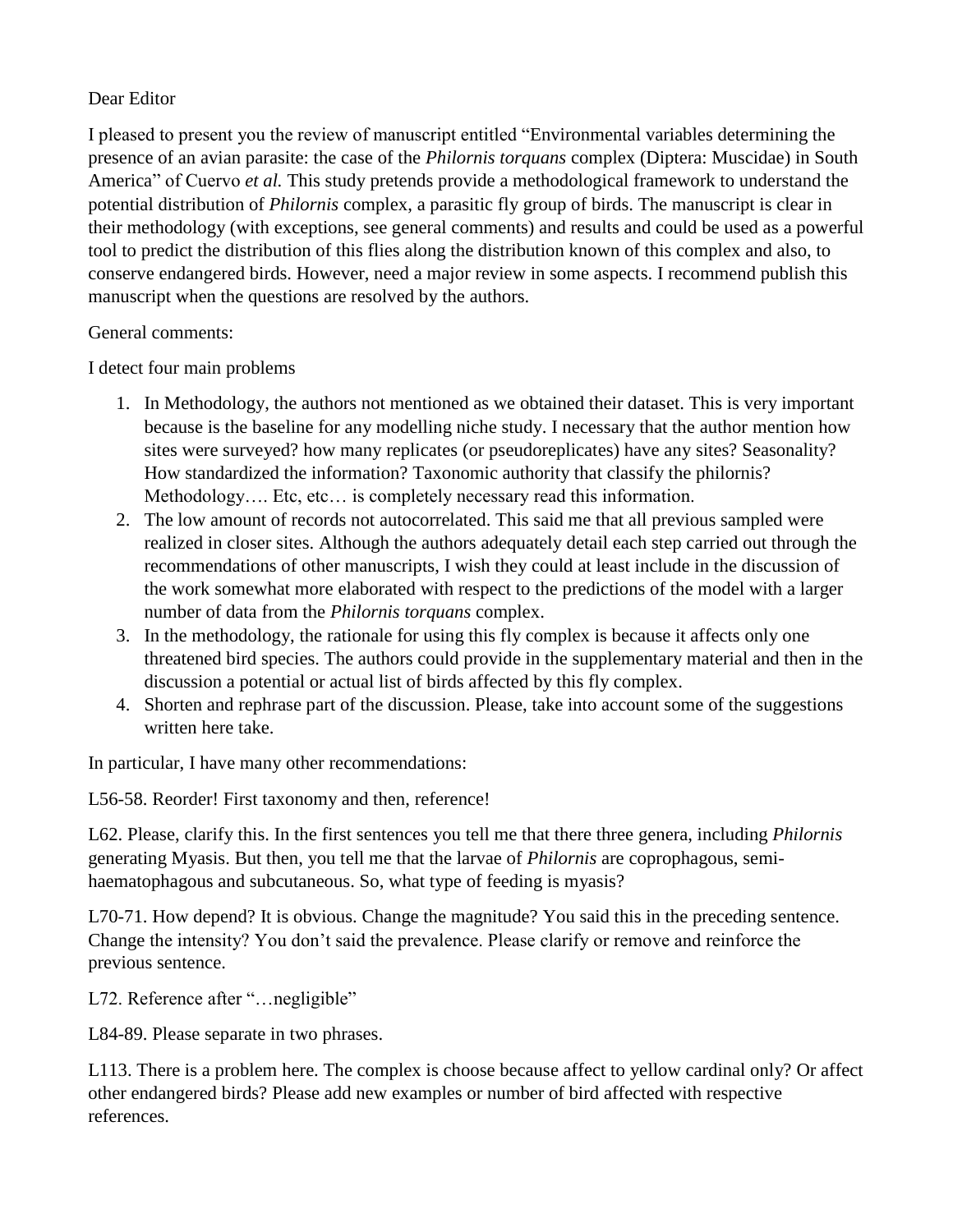Dear Editor

I pleased to present you the review of manuscript entitled "Environmental variables determining the presence of an avian parasite: the case of the *Philornis torquans* complex (Diptera: Muscidae) in South America" of Cuervo *et al.* This study pretends provide a methodological framework to understand the potential distribution of *Philornis* complex, a parasitic fly group of birds. The manuscript is clear in their methodology (with exceptions, see general comments) and results and could be used as a powerful tool to predict the distribution of this flies along the distribution known of this complex and also, to conserve endangered birds. However, need a major review in some aspects. I recommend publish this manuscript when the questions are resolved by the authors.

General comments:

I detect four main problems

1. In Methodology, the authors not mentioned as we obtained their dataset. This is very important because is the baseline for any modelling niche study. I necessary that the author mention how sites were surveyed? how many replicates (or pseudoreplicates) have any sites? Seasonality? How standardized the information? Taxonomic authority that classify the philornis? Methodology…. Etc, etc… is completely necessary read this information.
2. The low amount of records not autocorrelated. This said me that all previous sampled were realized in closer sites. Although the authors adequately detail each step carried out through the recommendations of other manuscripts, I wish they could at least include in the discussion of the work somewhat more elaborated with respect to the predictions of the model with a larger number of data from the *Philornis torquans* complex.
3. In the methodology, the rationale for using this fly complex is because it affects only one threatened bird species. The authors could provide in the supplementary material and then in the discussion a potential or actual list of birds affected by this fly complex.
4. Shorten and rephrase part of the discussion. Please, take into account some of the suggestions written here take.

In particular, I have many other recommendations:

L56-58. Reorder! First taxonomy and then, reference!

L62. Please, clarify this. In the first sentences you tell me that there three genera, including *Philornis* generating Myasis. But then, you tell me that the larvae of *Philornis* are coprophagous, semi-haematophagous and subcutaneous. So, what type of feeding is myasis?

L70-71. How depend? It is obvious. Change the magnitude? You said this in the preceding sentence. Change the intensity? You don't said the prevalence. Please clarify or remove and reinforce the previous sentence.

L72. Reference after "…negligible"

L84-89. Please separate in two phrases.

L113. There is a problem here. The complex is choose because affect to yellow cardinal only? Or affect other endangered birds? Please add new examples or number of bird affected with respective references.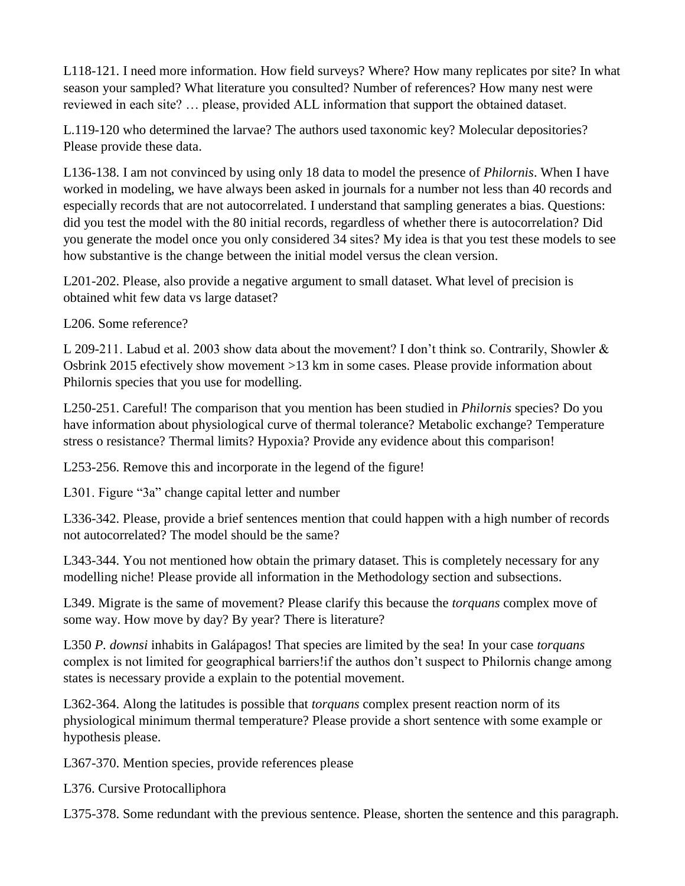L118-121. I need more information. How field surveys? Where? How many replicates por site? In what season your sampled? What literature you consulted? Number of references? How many nest were reviewed in each site? … please, provided ALL information that support the obtained dataset.

L.119-120 who determined the larvae? The authors used taxonomic key? Molecular depositories? Please provide these data.

L136-138. I am not convinced by using only 18 data to model the presence of *Philornis*. When I have worked in modeling, we have always been asked in journals for a number not less than 40 records and especially records that are not autocorrelated. I understand that sampling generates a bias. Questions: did you test the model with the 80 initial records, regardless of whether there is autocorrelation? Did you generate the model once you only considered 34 sites? My idea is that you test these models to see how substantive is the change between the initial model versus the clean version.

L201-202. Please, also provide a negative argument to small dataset. What level of precision is obtained whit few data vs large dataset?

L206. Some reference?

L 209-211. Labud et al. 2003 show data about the movement? I don't think so. Contrarily, Showler & Osbrink 2015 efectively show movement >13 km in some cases. Please provide information about Philornis species that you use for modelling.

L250-251. Careful! The comparison that you mention has been studied in *Philornis* species? Do you have information about physiological curve of thermal tolerance? Metabolic exchange? Temperature stress o resistance? Thermal limits? Hypoxia? Provide any evidence about this comparison!

L253-256. Remove this and incorporate in the legend of the figure!

L301. Figure "3a" change capital letter and number

L336-342. Please, provide a brief sentences mention that could happen with a high number of records not autocorrelated? The model should be the same?

L343-344. You not mentioned how obtain the primary dataset. This is completely necessary for any modelling niche! Please provide all information in the Methodology section and subsections.

L349. Migrate is the same of movement? Please clarify this because the *torquans* complex move of some way. How move by day? By year? There is literature?

L350 *P. downsi* inhabits in Galápagos! That species are limited by the sea! In your case *torquans* complex is not limited for geographical barriers!if the authos don't suspect to Philornis change among states is necessary provide a explain to the potential movement.

L362-364. Along the latitudes is possible that *torquans* complex present reaction norm of its physiological minimum thermal temperature? Please provide a short sentence with some example or hypothesis please.

L367-370. Mention species, provide references please

L376. Cursive Protocalliphora

L375-378. Some redundant with the previous sentence. Please, shorten the sentence and this paragraph.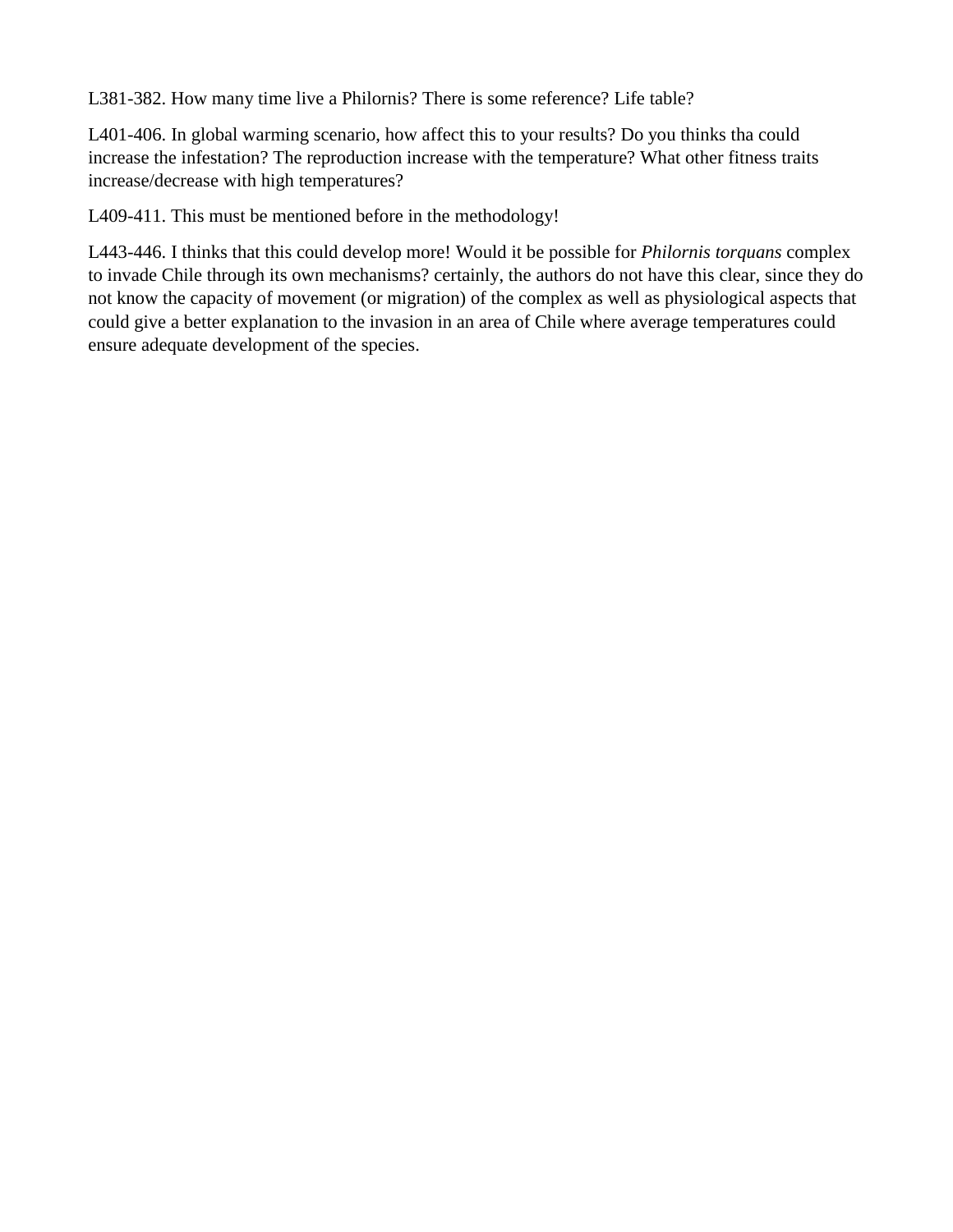L381-382. How many time live a Philornis? There is some reference? Life table?

L401-406. In global warming scenario, how affect this to your results? Do you thinks tha could increase the infestation? The reproduction increase with the temperature? What other fitness traits increase/decrease with high temperatures?

L409-411. This must be mentioned before in the methodology!

L443-446. I thinks that this could develop more! Would it be possible for *Philornis torquans* complex to invade Chile through its own mechanisms? certainly, the authors do not have this clear, since they do not know the capacity of movement (or migration) of the complex as well as physiological aspects that could give a better explanation to the invasion in an area of Chile where average temperatures could ensure adequate development of the species.